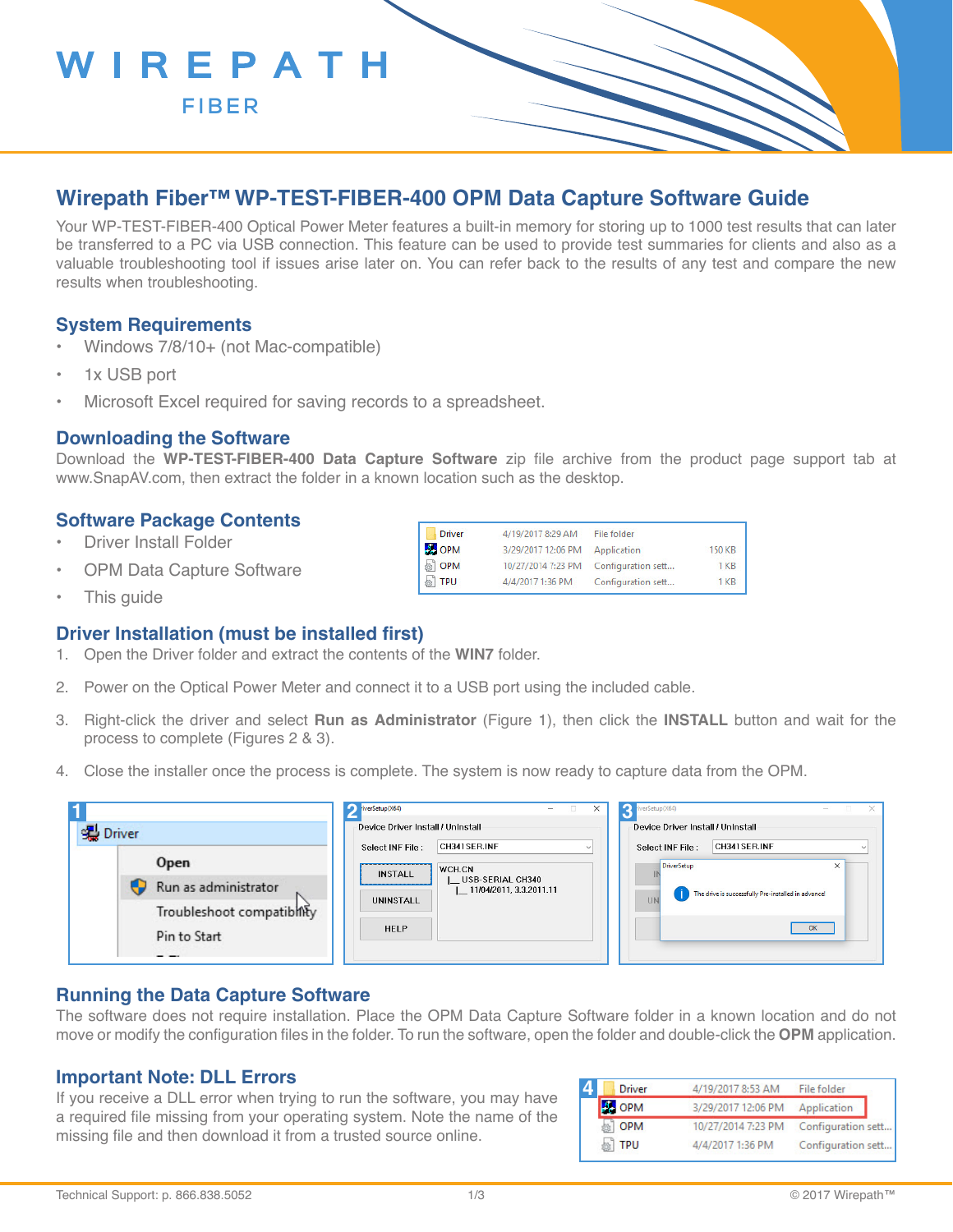# Wirepath Fiber™ WP-TEST-FIBER-400 OPM Data Capture Software Guide

Your WP-TEST-FIBER-400 Optical Power Meter features a built-in memory for storing up to 1000 test results that can later be transferred to a PC via USB connection. This feature can be used to provide test summaries for clients and also as a valuable troubleshooting tool if issues arise later on. You can refer back to the results of any test and compare the new results when troubleshooting.

## System Requirements

- Windows 7/8/10+ (not Mac-compatible)
- 1x USB port
- Microsoft Excel required for saving records to a spreadsheet.

## Downloading the Software

Download the **WP-TEST-FIBER-400 Data Capture Software** zip file archive from the product page support tab at www.SnapAV.com, then extract the folder in a known location such as the desktop.

## Software Package Contents

- Driver Install Folder
- OPM Data Capture Software
- This guide

| Name | Date modified | Type | Size |
|---|---|---|---|
| Driver | 4/19/2017 8:29 AM | File folder | |
| OPM | 3/29/2017 12:06 PM | Application | 150 KB |
| OPM | 10/27/2014 7:23 PM | Configuration sett... | 1 KB |
| TPU | 4/4/2017 1:36 PM | Configuration sett... | 1 KB |

## Driver Installation (must be installed first)

1. Open the Driver folder and extract the contents of the **WIN7** folder.
2. Power on the Optical Power Meter and connect it to a USB port using the included cable.
3. Right-click the driver and select **Run as Administrator** (Figure 1), then click the **INSTALL** button and wait for the process to complete (Figures 2 & 3).
4. Close the installer once the process is complete. The system is now ready to capture data from the OPM.

## Running the Data Capture Software

The software does not require installation. Place the OPM Data Capture Software folder in a known location and do not move or modify the configuration files in the folder. To run the software, open the folder and double-click the **OPM** application.

## Important Note: DLL Errors

If you receive a DLL error when trying to run the software, you may have a required file missing from your operating system. Note the name of the missing file and then download it from a trusted source online.

Technical Support: p. 866.838.5052

© 2017 Wirepath™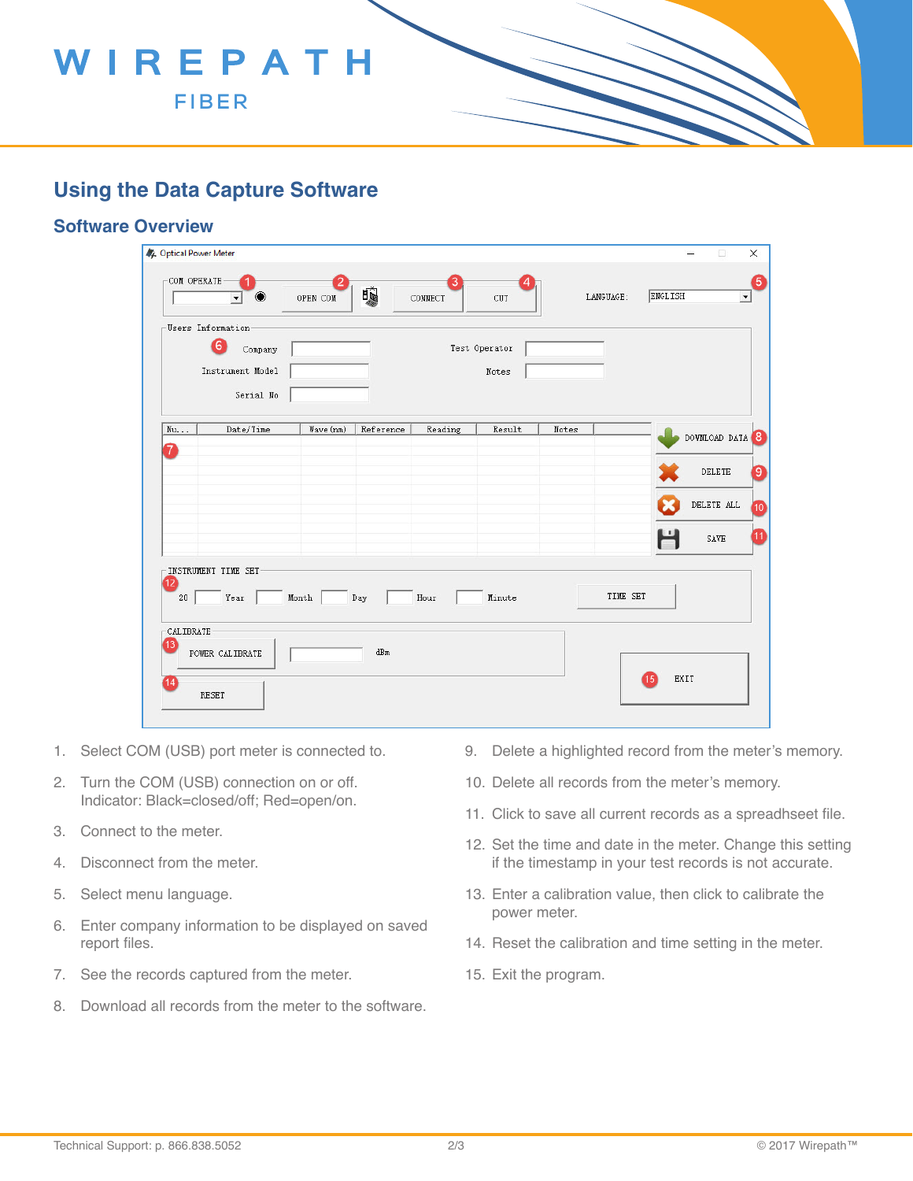# Using the Data Capture Software

## Software Overview

1. Select COM (USB) port meter is connected to.
2. Turn the COM (USB) connection on or off.
   Indicator: Black=closed/off; Red=open/on.
3. Connect to the meter.
4. Disconnect from the meter.
5. Select menu language.
6. Enter company information to be displayed on saved report files.
7. See the records captured from the meter.
8. Download all records from the meter to the software.
9. Delete a highlighted record from the meter's memory.
10. Delete all records from the meter's memory.
11. Click to save all current records as a spreadhseet file.
12. Set the time and date in the meter. Change this setting if the timestamp in your test records is not accurate.
13. Enter a calibration value, then click to calibrate the power meter.
14. Reset the calibration and time setting in the meter.
15. Exit the program.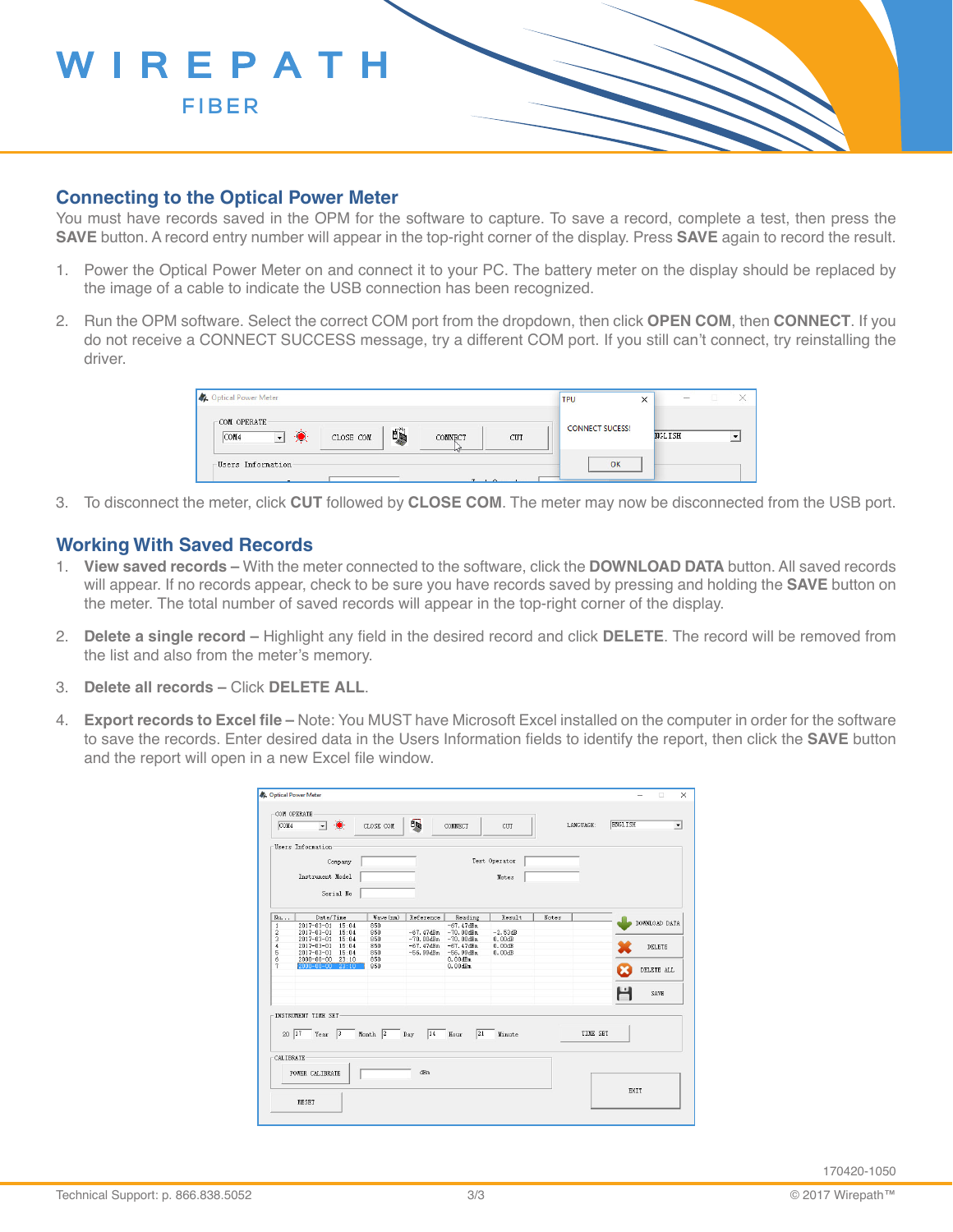## Connecting to the Optical Power Meter

You must have records saved in the OPM for the software to capture. To save a record, complete a test, then press the **SAVE** button. A record entry number will appear in the top-right corner of the display. Press **SAVE** again to record the result.

1. Power the Optical Power Meter on and connect it to your PC. The battery meter on the display should be replaced by the image of a cable to indicate the USB connection has been recognized.

2. Run the OPM software. Select the correct COM port from the dropdown, then click **OPEN COM**, then **CONNECT**. If you do not receive a CONNECT SUCCESS message, try a different COM port. If you still can't connect, try reinstalling the driver.

3. To disconnect the meter, click **CUT** followed by **CLOSE COM**. The meter may now be disconnected from the USB port.

## Working With Saved Records

1. **View saved records –** With the meter connected to the software, click the **DOWNLOAD DATA** button. All saved records will appear. If no records appear, check to be sure you have records saved by pressing and holding the **SAVE** button on the meter. The total number of saved records will appear in the top-right corner of the display.

2. **Delete a single record –** Highlight any field in the desired record and click **DELETE**. The record will be removed from the list and also from the meter's memory.

3. **Delete all records –** Click **DELETE ALL**.

4. **Export records to Excel file –** Note: You MUST have Microsoft Excel installed on the computer in order for the software to save the records. Enter desired data in the Users Information fields to identify the report, then click the **SAVE** button and the report will open in a new Excel file window.

170420-1050

Technical Support: p. 866.838.5052

© 2017 Wirepath™